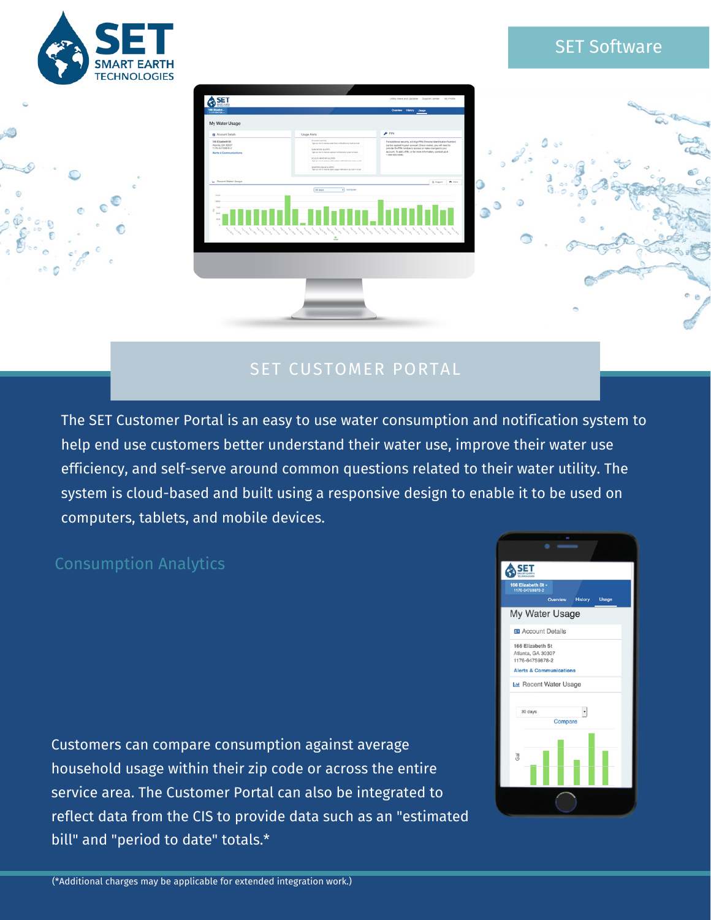# SET Smart Earth Technologies

SET Software

## SET CUSTOMER PORTAL

The SET Customer Portal is an easy to use water consumption and notification system to help end use customers better understand their water use, improve their water use efficiency, and self-serve around common questions related to their water utility. The system is cloud-based and built using a responsive design to enable it to be used on computers, tablets, and mobile devices.

### Consumption Analytics

Customers can compare consumption against average household usage within their zip code or across the entire service area. The Customer Portal can also be integrated to reflect data from the CIS to provide data such as an "estimated bill" and "period to date" totals.*

(*Additional charges may be applicable for extended integration work.)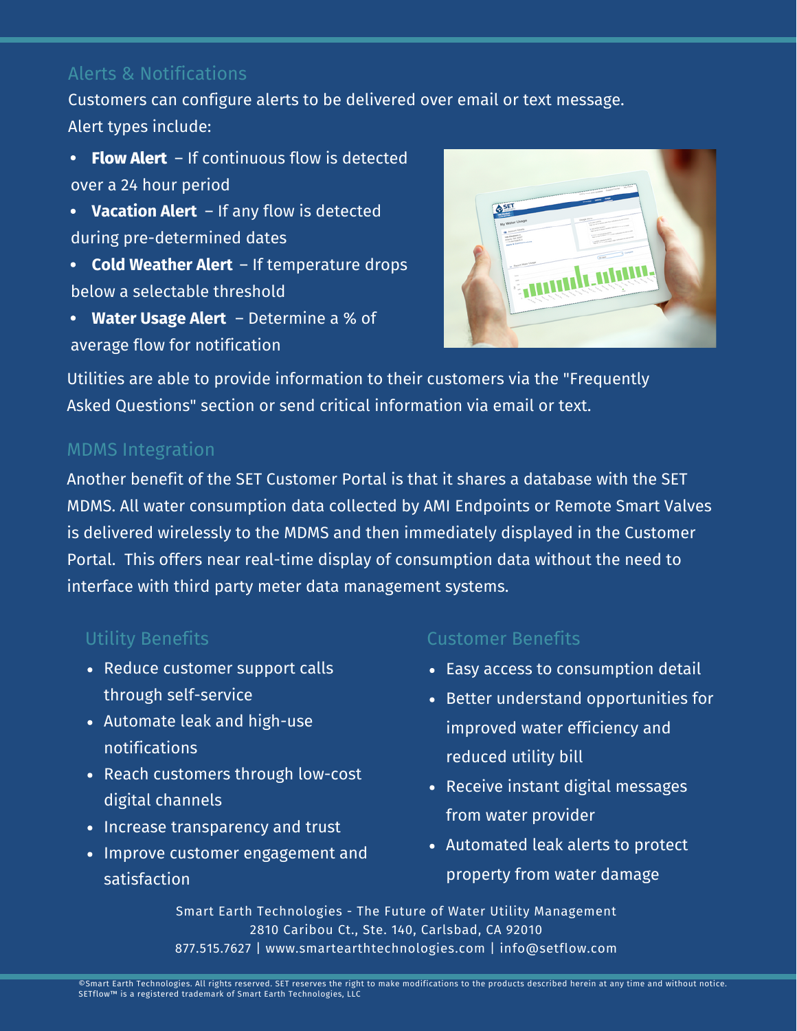## Alerts & Notifications

Customers can configure alerts to be delivered over email or text message. Alert types include:

- **Flow Alert** – If continuous flow is detected over a 24 hour period
- **Vacation Alert** – If any flow is detected during pre-determined dates
- **Cold Weather Alert** – If temperature drops below a selectable threshold
- **Water Usage Alert** – Determine a % of average flow for notification

Utilities are able to provide information to their customers via the "Frequently Asked Questions" section or send critical information via email or text.

## MDMS Integration

Another benefit of the SET Customer Portal is that it shares a database with the SET MDMS. All water consumption data collected by AMI Endpoints or Remote Smart Valves is delivered wirelessly to the MDMS and then immediately displayed in the Customer Portal. This offers near real-time display of consumption data without the need to interface with third party meter data management systems.

### Utility Benefits

- Reduce customer support calls through self-service
- Automate leak and high-use notifications
- Reach customers through low-cost digital channels
- Increase transparency and trust
- Improve customer engagement and satisfaction

### Customer Benefits

- Easy access to consumption detail
- Better understand opportunities for improved water efficiency and reduced utility bill
- Receive instant digital messages from water provider
- Automated leak alerts to protect property from water damage

Smart Earth Technologies - The Future of Water Utility Management
2810 Caribou Ct., Ste. 140, Carlsbad, CA 92010
877.515.7627 | www.smartearthtechnologies.com | info@setflow.com

©Smart Earth Technologies. All rights reserved. SET reserves the right to make modifications to the products described herein at any time and without notice. SETflow™ is a registered trademark of Smart Earth Technologies, LLC